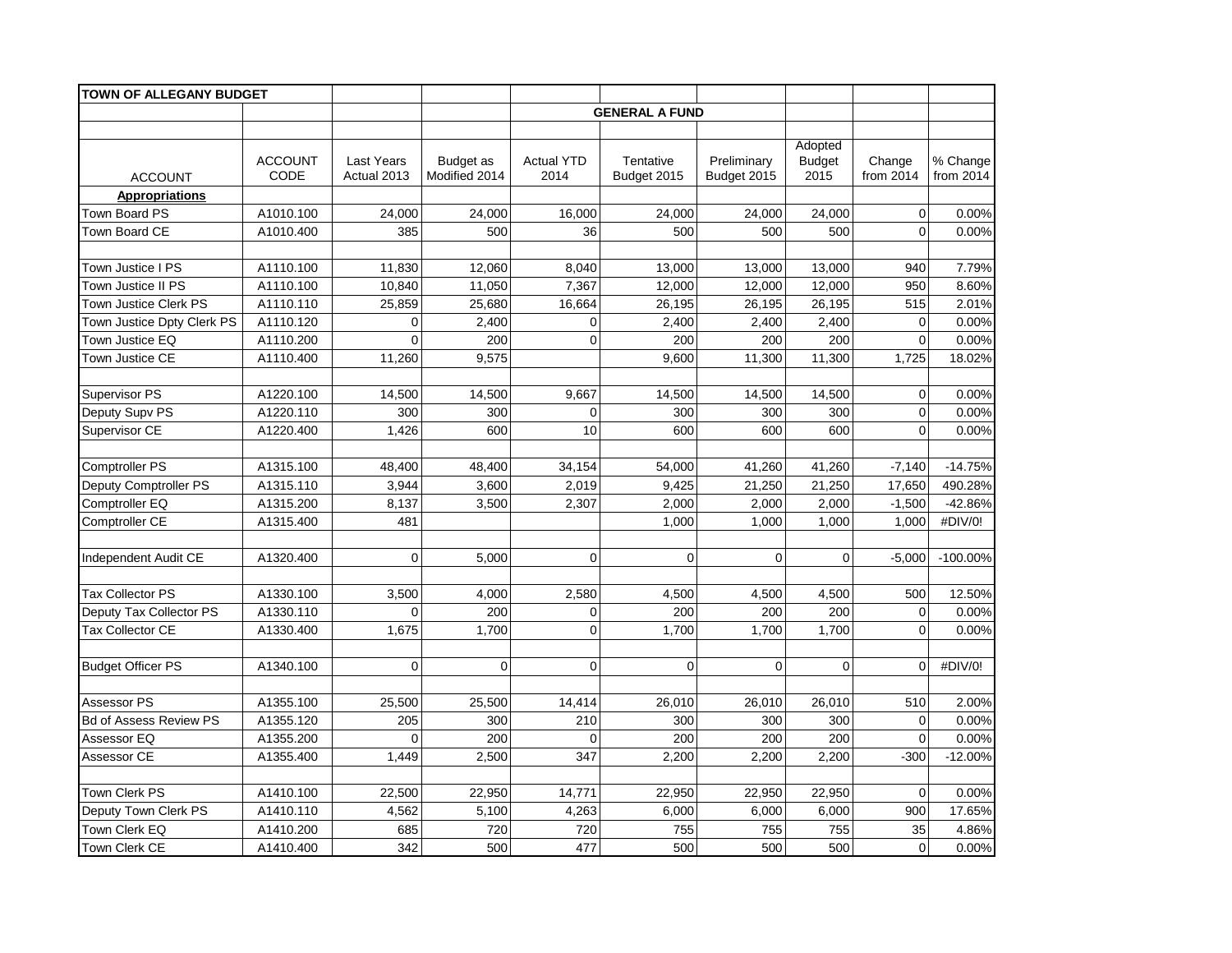| TOWN OF ALLEGANY BUDGET | | | | | | | | | |
|---|---|---|---|---|---|---|---|---|---|
| | | | | | GENERAL A FUND | | | | |
| ACCOUNT | ACCOUNT CODE | Last Years Actual 2013 | Budget as Modified 2014 | Actual YTD 2014 | Tentative Budget 2015 | Preliminary Budget 2015 | Adopted Budget 2015 | Change from 2014 | % Change from 2014 |
| **Appropriations** | | | | | | | | | |
| Town Board PS | A1010.100 | 24,000 | 24,000 | 16,000 | 24,000 | 24,000 | 24,000 | 0 | 0.00% |
| Town Board CE | A1010.400 | 385 | 500 | 36 | 500 | 500 | 500 | 0 | 0.00% |
| | | | | | | | | | |
| Town Justice I PS | A1110.100 | 11,830 | 12,060 | 8,040 | 13,000 | 13,000 | 13,000 | 940 | 7.79% |
| Town Justice II PS | A1110.100 | 10,840 | 11,050 | 7,367 | 12,000 | 12,000 | 12,000 | 950 | 8.60% |
| Town Justice Clerk PS | A1110.110 | 25,859 | 25,680 | 16,664 | 26,195 | 26,195 | 26,195 | 515 | 2.01% |
| Town Justice Dpty Clerk PS | A1110.120 | 0 | 2,400 | 0 | 2,400 | 2,400 | 2,400 | 0 | 0.00% |
| Town Justice EQ | A1110.200 | 0 | 200 | 0 | 200 | 200 | 200 | 0 | 0.00% |
| Town Justice CE | A1110.400 | 11,260 | 9,575 | | 9,600 | 11,300 | 11,300 | 1,725 | 18.02% |
| | | | | | | | | | |
| Supervisor PS | A1220.100 | 14,500 | 14,500 | 9,667 | 14,500 | 14,500 | 14,500 | 0 | 0.00% |
| Deputy Supv PS | A1220.110 | 300 | 300 | 0 | 300 | 300 | 300 | 0 | 0.00% |
| Supervisor CE | A1220.400 | 1,426 | 600 | 10 | 600 | 600 | 600 | 0 | 0.00% |
| | | | | | | | | | |
| Comptroller PS | A1315.100 | 48,400 | 48,400 | 34,154 | 54,000 | 41,260 | 41,260 | -7,140 | -14.75% |
| Deputy Comptroller PS | A1315.110 | 3,944 | 3,600 | 2,019 | 9,425 | 21,250 | 21,250 | 17,650 | 490.28% |
| Comptroller EQ | A1315.200 | 8,137 | 3,500 | 2,307 | 2,000 | 2,000 | 2,000 | -1,500 | -42.86% |
| Comptroller CE | A1315.400 | 481 | | | 1,000 | 1,000 | 1,000 | 1,000 | #DIV/0! |
| | | | | | | | | | |
| Independent Audit CE | A1320.400 | 0 | 5,000 | 0 | 0 | 0 | 0 | -5,000 | -100.00% |
| | | | | | | | | | |
| Tax Collector PS | A1330.100 | 3,500 | 4,000 | 2,580 | 4,500 | 4,500 | 4,500 | 500 | 12.50% |
| Deputy Tax Collector PS | A1330.110 | 0 | 200 | 0 | 200 | 200 | 200 | 0 | 0.00% |
| Tax Collector CE | A1330.400 | 1,675 | 1,700 | 0 | 1,700 | 1,700 | 1,700 | 0 | 0.00% |
| | | | | | | | | | |
| Budget Officer PS | A1340.100 | 0 | 0 | 0 | 0 | 0 | 0 | 0 | #DIV/0! |
| | | | | | | | | | |
| Assessor PS | A1355.100 | 25,500 | 25,500 | 14,414 | 26,010 | 26,010 | 26,010 | 510 | 2.00% |
| Bd of Assess Review PS | A1355.120 | 205 | 300 | 210 | 300 | 300 | 300 | 0 | 0.00% |
| Assessor EQ | A1355.200 | 0 | 200 | 0 | 200 | 200 | 200 | 0 | 0.00% |
| Assessor CE | A1355.400 | 1,449 | 2,500 | 347 | 2,200 | 2,200 | 2,200 | -300 | -12.00% |
| | | | | | | | | | |
| Town Clerk PS | A1410.100 | 22,500 | 22,950 | 14,771 | 22,950 | 22,950 | 22,950 | 0 | 0.00% |
| Deputy Town Clerk PS | A1410.110 | 4,562 | 5,100 | 4,263 | 6,000 | 6,000 | 6,000 | 900 | 17.65% |
| Town Clerk EQ | A1410.200 | 685 | 720 | 720 | 755 | 755 | 755 | 35 | 4.86% |
| Town Clerk CE | A1410.400 | 342 | 500 | 477 | 500 | 500 | 500 | 0 | 0.00% |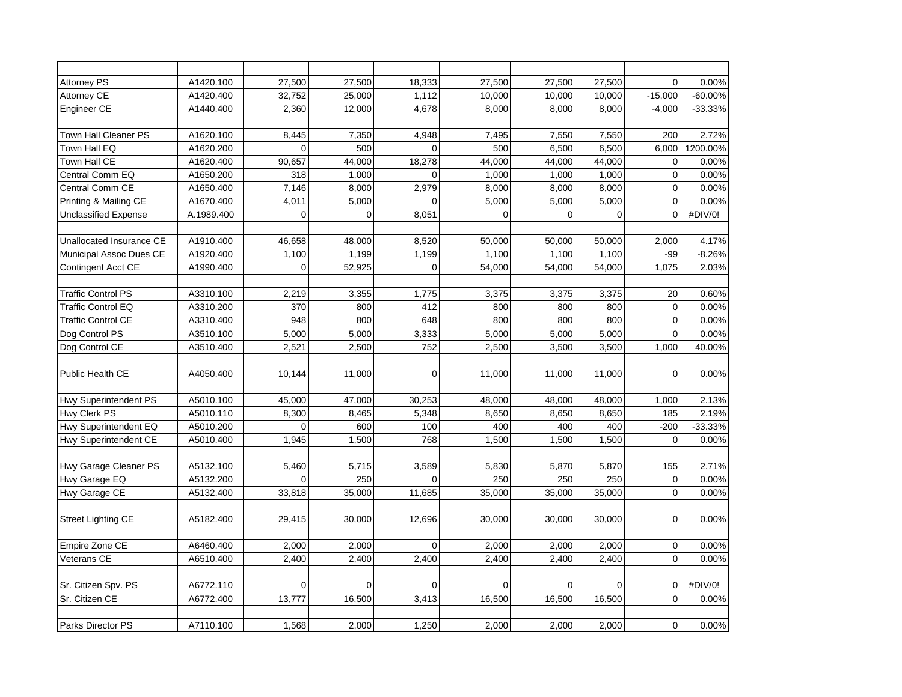| | | | | | | | | | |
|---|---|---|---|---|---|---|---|---|---|
| Attorney PS | A1420.100 | 27,500 | 27,500 | 18,333 | 27,500 | 27,500 | 27,500 | 0 | 0.00% |
| Attorney CE | A1420.400 | 32,752 | 25,000 | 1,112 | 10,000 | 10,000 | 10,000 | -15,000 | -60.00% |
| Engineer CE | A1440.400 | 2,360 | 12,000 | 4,678 | 8,000 | 8,000 | 8,000 | -4,000 | -33.33% |
| | | | | | | | | | |
| Town Hall Cleaner PS | A1620.100 | 8,445 | 7,350 | 4,948 | 7,495 | 7,550 | 7,550 | 200 | 2.72% |
| Town Hall EQ | A1620.200 | 0 | 500 | 0 | 500 | 6,500 | 6,500 | 6,000 | 1200.00% |
| Town Hall CE | A1620.400 | 90,657 | 44,000 | 18,278 | 44,000 | 44,000 | 44,000 | 0 | 0.00% |
| Central Comm EQ | A1650.200 | 318 | 1,000 | 0 | 1,000 | 1,000 | 1,000 | 0 | 0.00% |
| Central Comm CE | A1650.400 | 7,146 | 8,000 | 2,979 | 8,000 | 8,000 | 8,000 | 0 | 0.00% |
| Printing & Mailing CE | A1670.400 | 4,011 | 5,000 | 0 | 5,000 | 5,000 | 5,000 | 0 | 0.00% |
| Unclassified Expense | A.1989.400 | 0 | 0 | 8,051 | 0 | 0 | 0 | 0 | #DIV/0! |
| | | | | | | | | | |
| Unallocated Insurance CE | A1910.400 | 46,658 | 48,000 | 8,520 | 50,000 | 50,000 | 50,000 | 2,000 | 4.17% |
| Municipal Assoc Dues CE | A1920.400 | 1,100 | 1,199 | 1,199 | 1,100 | 1,100 | 1,100 | -99 | -8.26% |
| Contingent Acct CE | A1990.400 | 0 | 52,925 | 0 | 54,000 | 54,000 | 54,000 | 1,075 | 2.03% |
| | | | | | | | | | |
| Traffic Control PS | A3310.100 | 2,219 | 3,355 | 1,775 | 3,375 | 3,375 | 3,375 | 20 | 0.60% |
| Traffic Control EQ | A3310.200 | 370 | 800 | 412 | 800 | 800 | 800 | 0 | 0.00% |
| Traffic Control CE | A3310.400 | 948 | 800 | 648 | 800 | 800 | 800 | 0 | 0.00% |
| Dog Control PS | A3510.100 | 5,000 | 5,000 | 3,333 | 5,000 | 5,000 | 5,000 | 0 | 0.00% |
| Dog Control CE | A3510.400 | 2,521 | 2,500 | 752 | 2,500 | 3,500 | 3,500 | 1,000 | 40.00% |
| | | | | | | | | | |
| Public Health CE | A4050.400 | 10,144 | 11,000 | 0 | 11,000 | 11,000 | 11,000 | 0 | 0.00% |
| | | | | | | | | | |
| Hwy Superintendent PS | A5010.100 | 45,000 | 47,000 | 30,253 | 48,000 | 48,000 | 48,000 | 1,000 | 2.13% |
| Hwy Clerk PS | A5010.110 | 8,300 | 8,465 | 5,348 | 8,650 | 8,650 | 8,650 | 185 | 2.19% |
| Hwy Superintendent EQ | A5010.200 | 0 | 600 | 100 | 400 | 400 | 400 | -200 | -33.33% |
| Hwy Superintendent CE | A5010.400 | 1,945 | 1,500 | 768 | 1,500 | 1,500 | 1,500 | 0 | 0.00% |
| | | | | | | | | | |
| Hwy Garage Cleaner PS | A5132.100 | 5,460 | 5,715 | 3,589 | 5,830 | 5,870 | 5,870 | 155 | 2.71% |
| Hwy Garage EQ | A5132.200 | 0 | 250 | 0 | 250 | 250 | 250 | 0 | 0.00% |
| Hwy Garage CE | A5132.400 | 33,818 | 35,000 | 11,685 | 35,000 | 35,000 | 35,000 | 0 | 0.00% |
| | | | | | | | | | |
| Street Lighting CE | A5182.400 | 29,415 | 30,000 | 12,696 | 30,000 | 30,000 | 30,000 | 0 | 0.00% |
| | | | | | | | | | |
| Empire Zone CE | A6460.400 | 2,000 | 2,000 | 0 | 2,000 | 2,000 | 2,000 | 0 | 0.00% |
| Veterans CE | A6510.400 | 2,400 | 2,400 | 2,400 | 2,400 | 2,400 | 2,400 | 0 | 0.00% |
| | | | | | | | | | |
| Sr. Citizen Spv. PS | A6772.110 | 0 | 0 | 0 | 0 | 0 | 0 | 0 | #DIV/0! |
| Sr. Citizen CE | A6772.400 | 13,777 | 16,500 | 3,413 | 16,500 | 16,500 | 16,500 | 0 | 0.00% |
| | | | | | | | | | |
| Parks Director PS | A7110.100 | 1,568 | 2,000 | 1,250 | 2,000 | 2,000 | 2,000 | 0 | 0.00% |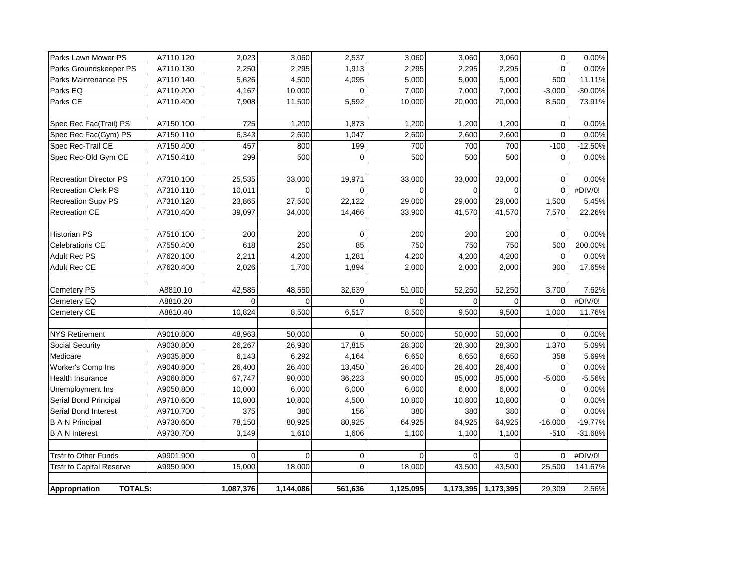| | | | | | | | | | |
|---|---|---|---|---|---|---|---|---|---|
| Parks Lawn Mower PS | A7110.120 | 2,023 | 3,060 | 2,537 | 3,060 | 3,060 | 3,060 | 0 | 0.00% |
| Parks Groundskeeper PS | A7110.130 | 2,250 | 2,295 | 1,913 | 2,295 | 2,295 | 2,295 | 0 | 0.00% |
| Parks Maintenance PS | A7110.140 | 5,626 | 4,500 | 4,095 | 5,000 | 5,000 | 5,000 | 500 | 11.11% |
| Parks EQ | A7110.200 | 4,167 | 10,000 | 0 | 7,000 | 7,000 | 7,000 | -3,000 | -30.00% |
| Parks CE | A7110.400 | 7,908 | 11,500 | 5,592 | 10,000 | 20,000 | 20,000 | 8,500 | 73.91% |
| | | | | | | | | | |
| Spec Rec Fac(Trail) PS | A7150.100 | 725 | 1,200 | 1,873 | 1,200 | 1,200 | 1,200 | 0 | 0.00% |
| Spec Rec Fac(Gym) PS | A7150.110 | 6,343 | 2,600 | 1,047 | 2,600 | 2,600 | 2,600 | 0 | 0.00% |
| Spec Rec-Trail CE | A7150.400 | 457 | 800 | 199 | 700 | 700 | 700 | -100 | -12.50% |
| Spec Rec-Old Gym CE | A7150.410 | 299 | 500 | 0 | 500 | 500 | 500 | 0 | 0.00% |
| | | | | | | | | | |
| Recreation Director PS | A7310.100 | 25,535 | 33,000 | 19,971 | 33,000 | 33,000 | 33,000 | 0 | 0.00% |
| Recreation Clerk PS | A7310.110 | 10,011 | 0 | 0 | 0 | 0 | 0 | 0 | #DIV/0! |
| Recreation Supv PS | A7310.120 | 23,865 | 27,500 | 22,122 | 29,000 | 29,000 | 29,000 | 1,500 | 5.45% |
| Recreation CE | A7310.400 | 39,097 | 34,000 | 14,466 | 33,900 | 41,570 | 41,570 | 7,570 | 22.26% |
| | | | | | | | | | |
| Historian PS | A7510.100 | 200 | 200 | 0 | 200 | 200 | 200 | 0 | 0.00% |
| Celebrations CE | A7550.400 | 618 | 250 | 85 | 750 | 750 | 750 | 500 | 200.00% |
| Adult Rec PS | A7620.100 | 2,211 | 4,200 | 1,281 | 4,200 | 4,200 | 4,200 | 0 | 0.00% |
| Adult Rec CE | A7620.400 | 2,026 | 1,700 | 1,894 | 2,000 | 2,000 | 2,000 | 300 | 17.65% |
| | | | | | | | | | |
| Cemetery PS | A8810.10 | 42,585 | 48,550 | 32,639 | 51,000 | 52,250 | 52,250 | 3,700 | 7.62% |
| Cemetery EQ | A8810.20 | 0 | 0 | 0 | 0 | 0 | 0 | 0 | #DIV/0! |
| Cemetery CE | A8810.40 | 10,824 | 8,500 | 6,517 | 8,500 | 9,500 | 9,500 | 1,000 | 11.76% |
| | | | | | | | | | |
| NYS Retirement | A9010.800 | 48,963 | 50,000 | 0 | 50,000 | 50,000 | 50,000 | 0 | 0.00% |
| Social Security | A9030.800 | 26,267 | 26,930 | 17,815 | 28,300 | 28,300 | 28,300 | 1,370 | 5.09% |
| Medicare | A9035.800 | 6,143 | 6,292 | 4,164 | 6,650 | 6,650 | 6,650 | 358 | 5.69% |
| Worker's Comp Ins | A9040.800 | 26,400 | 26,400 | 13,450 | 26,400 | 26,400 | 26,400 | 0 | 0.00% |
| Health Insurance | A9060.800 | 67,747 | 90,000 | 36,223 | 90,000 | 85,000 | 85,000 | -5,000 | -5.56% |
| Unemployment Ins | A9050.800 | 10,000 | 6,000 | 6,000 | 6,000 | 6,000 | 6,000 | 0 | 0.00% |
| Serial Bond Principal | A9710.600 | 10,800 | 10,800 | 4,500 | 10,800 | 10,800 | 10,800 | 0 | 0.00% |
| Serial Bond Interest | A9710.700 | 375 | 380 | 156 | 380 | 380 | 380 | 0 | 0.00% |
| B A N Principal | A9730.600 | 78,150 | 80,925 | 80,925 | 64,925 | 64,925 | 64,925 | -16,000 | -19.77% |
| B A N Interest | A9730.700 | 3,149 | 1,610 | 1,606 | 1,100 | 1,100 | 1,100 | -510 | -31.68% |
| | | | | | | | | | |
| Trsfr to Other Funds | A9901.900 | 0 | 0 | 0 | 0 | 0 | 0 | 0 | #DIV/0! |
| Trsfr to Capital Reserve | A9950.900 | 15,000 | 18,000 | 0 | 18,000 | 43,500 | 43,500 | 25,500 | 141.67% |
| | | | | | | | | | |
| **Appropriation TOTALS:** | | **1,087,376** | **1,144,086** | **561,636** | **1,125,095** | **1,173,395** | **1,173,395** | 29,309 | 2.56% |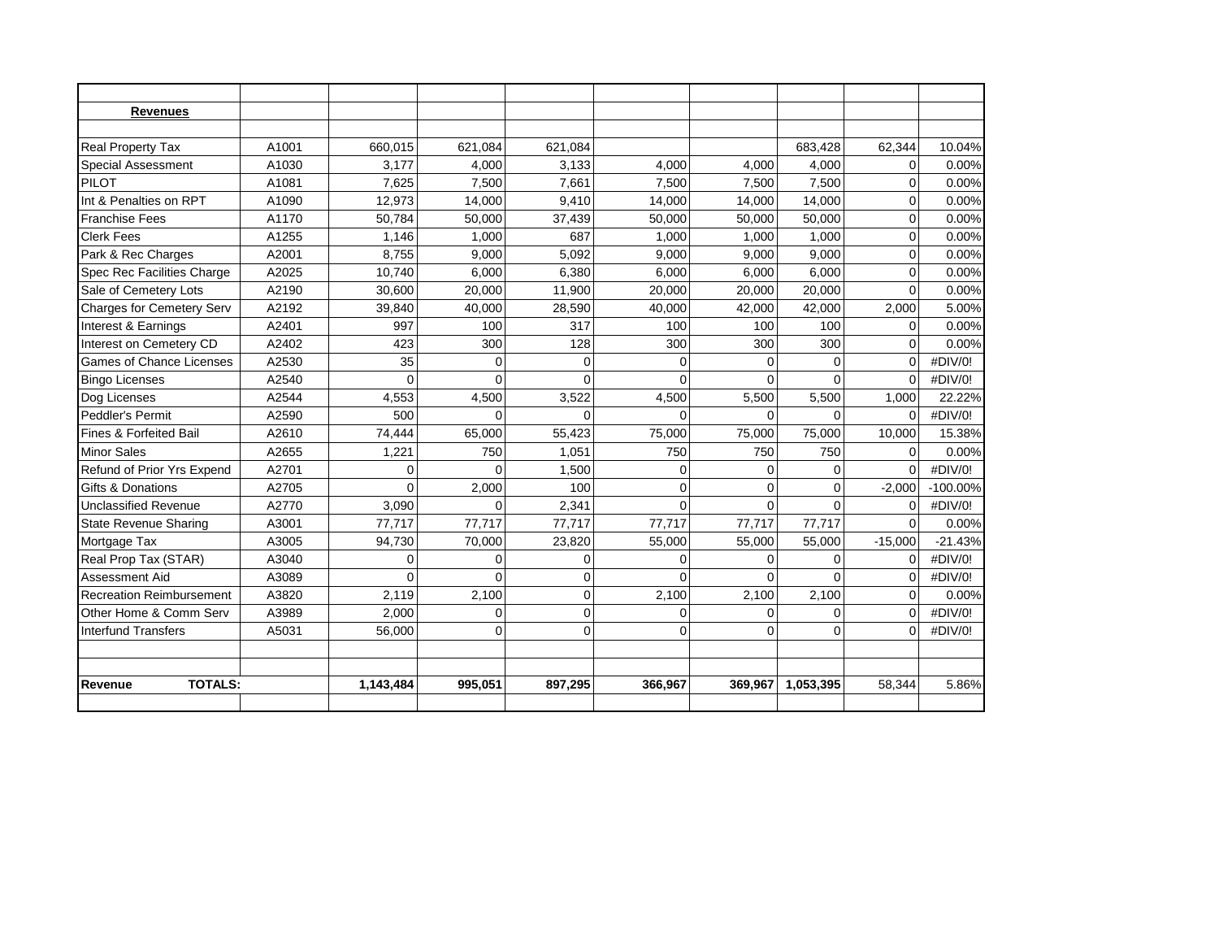| | | | | | | | | | |
|---|---|---|---|---|---|---|---|---|---|
| **Revenues** | | | | | | | | | |
| | | | | | | | | | |
| Real Property Tax | A1001 | 660,015 | 621,084 | 621,084 | | | 683,428 | 62,344 | 10.04% |
| Special Assessment | A1030 | 3,177 | 4,000 | 3,133 | 4,000 | 4,000 | 4,000 | 0 | 0.00% |
| PILOT | A1081 | 7,625 | 7,500 | 7,661 | 7,500 | 7,500 | 7,500 | 0 | 0.00% |
| Int & Penalties on RPT | A1090 | 12,973 | 14,000 | 9,410 | 14,000 | 14,000 | 14,000 | 0 | 0.00% |
| Franchise Fees | A1170 | 50,784 | 50,000 | 37,439 | 50,000 | 50,000 | 50,000 | 0 | 0.00% |
| Clerk Fees | A1255 | 1,146 | 1,000 | 687 | 1,000 | 1,000 | 1,000 | 0 | 0.00% |
| Park & Rec Charges | A2001 | 8,755 | 9,000 | 5,092 | 9,000 | 9,000 | 9,000 | 0 | 0.00% |
| Spec Rec Facilities Charge | A2025 | 10,740 | 6,000 | 6,380 | 6,000 | 6,000 | 6,000 | 0 | 0.00% |
| Sale of Cemetery Lots | A2190 | 30,600 | 20,000 | 11,900 | 20,000 | 20,000 | 20,000 | 0 | 0.00% |
| Charges for Cemetery Serv | A2192 | 39,840 | 40,000 | 28,590 | 40,000 | 42,000 | 42,000 | 2,000 | 5.00% |
| Interest & Earnings | A2401 | 997 | 100 | 317 | 100 | 100 | 100 | 0 | 0.00% |
| Interest on Cemetery CD | A2402 | 423 | 300 | 128 | 300 | 300 | 300 | 0 | 0.00% |
| Games of Chance Licenses | A2530 | 35 | 0 | 0 | 0 | 0 | 0 | 0 | #DIV/0! |
| Bingo Licenses | A2540 | 0 | 0 | 0 | 0 | 0 | 0 | 0 | #DIV/0! |
| Dog Licenses | A2544 | 4,553 | 4,500 | 3,522 | 4,500 | 5,500 | 5,500 | 1,000 | 22.22% |
| Peddler's Permit | A2590 | 500 | 0 | 0 | 0 | 0 | 0 | 0 | #DIV/0! |
| Fines & Forfeited Bail | A2610 | 74,444 | 65,000 | 55,423 | 75,000 | 75,000 | 75,000 | 10,000 | 15.38% |
| Minor Sales | A2655 | 1,221 | 750 | 1,051 | 750 | 750 | 750 | 0 | 0.00% |
| Refund of Prior Yrs Expend | A2701 | 0 | 0 | 1,500 | 0 | 0 | 0 | 0 | #DIV/0! |
| Gifts & Donations | A2705 | 0 | 2,000 | 100 | 0 | 0 | 0 | -2,000 | -100.00% |
| Unclassified Revenue | A2770 | 3,090 | 0 | 2,341 | 0 | 0 | 0 | 0 | #DIV/0! |
| State Revenue Sharing | A3001 | 77,717 | 77,717 | 77,717 | 77,717 | 77,717 | 77,717 | 0 | 0.00% |
| Mortgage Tax | A3005 | 94,730 | 70,000 | 23,820 | 55,000 | 55,000 | 55,000 | -15,000 | -21.43% |
| Real Prop Tax (STAR) | A3040 | 0 | 0 | 0 | 0 | 0 | 0 | 0 | #DIV/0! |
| Assessment Aid | A3089 | 0 | 0 | 0 | 0 | 0 | 0 | 0 | #DIV/0! |
| Recreation Reimbursement | A3820 | 2,119 | 2,100 | 0 | 2,100 | 2,100 | 2,100 | 0 | 0.00% |
| Other Home & Comm Serv | A3989 | 2,000 | 0 | 0 | 0 | 0 | 0 | 0 | #DIV/0! |
| Interfund Transfers | A5031 | 56,000 | 0 | 0 | 0 | 0 | 0 | 0 | #DIV/0! |
| | | | | | | | | | |
| | | | | | | | | | |
| **Revenue TOTALS:** | | **1,143,484** | **995,051** | **897,295** | **366,967** | **369,967** | **1,053,395** | 58,344 | 5.86% |
| | | | | | | | | | |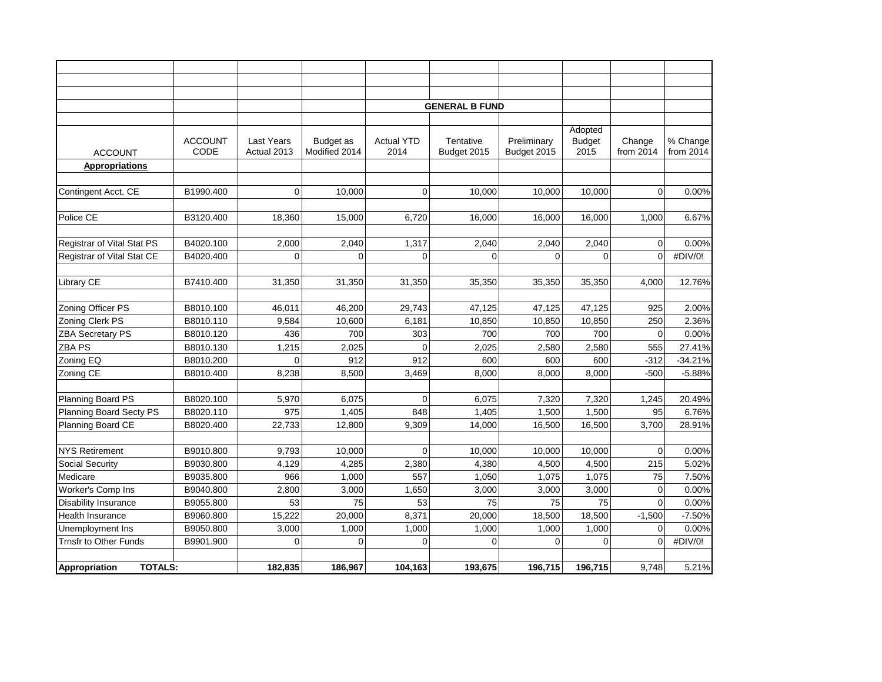| | | | | | GENERAL B FUND | | | | |
|---|---|---|---|---|---|---|---|---|---|
| ACCOUNT | ACCOUNT CODE | Last Years Actual 2013 | Budget as Modified 2014 | Actual YTD 2014 | Tentative Budget 2015 | Preliminary Budget 2015 | Adopted Budget 2015 | Change from 2014 | % Change from 2014 |
| **Appropriations** | | | | | | | | | |
| | | | | | | | | | |
| Contingent Acct. CE | B1990.400 | 0 | 10,000 | 0 | 10,000 | 10,000 | 10,000 | 0 | 0.00% |
| | | | | | | | | | |
| Police CE | B3120.400 | 18,360 | 15,000 | 6,720 | 16,000 | 16,000 | 16,000 | 1,000 | 6.67% |
| | | | | | | | | | |
| Registrar of Vital Stat PS | B4020.100 | 2,000 | 2,040 | 1,317 | 2,040 | 2,040 | 2,040 | 0 | 0.00% |
| Registrar of Vital Stat CE | B4020.400 | 0 | 0 | 0 | 0 | 0 | 0 | 0 | #DIV/0! |
| | | | | | | | | | |
| Library CE | B7410.400 | 31,350 | 31,350 | 31,350 | 35,350 | 35,350 | 35,350 | 4,000 | 12.76% |
| | | | | | | | | | |
| Zoning Officer PS | B8010.100 | 46,011 | 46,200 | 29,743 | 47,125 | 47,125 | 47,125 | 925 | 2.00% |
| Zoning Clerk PS | B8010.110 | 9,584 | 10,600 | 6,181 | 10,850 | 10,850 | 10,850 | 250 | 2.36% |
| ZBA Secretary PS | B8010.120 | 436 | 700 | 303 | 700 | 700 | 700 | 0 | 0.00% |
| ZBA PS | B8010.130 | 1,215 | 2,025 | 0 | 2,025 | 2,580 | 2,580 | 555 | 27.41% |
| Zoning EQ | B8010.200 | 0 | 912 | 912 | 600 | 600 | 600 | -312 | -34.21% |
| Zoning CE | B8010.400 | 8,238 | 8,500 | 3,469 | 8,000 | 8,000 | 8,000 | -500 | -5.88% |
| | | | | | | | | | |
| Planning Board PS | B8020.100 | 5,970 | 6,075 | 0 | 6,075 | 7,320 | 7,320 | 1,245 | 20.49% |
| Planning Board Secty PS | B8020.110 | 975 | 1,405 | 848 | 1,405 | 1,500 | 1,500 | 95 | 6.76% |
| Planning Board CE | B8020.400 | 22,733 | 12,800 | 9,309 | 14,000 | 16,500 | 16,500 | 3,700 | 28.91% |
| | | | | | | | | | |
| NYS Retirement | B9010.800 | 9,793 | 10,000 | 0 | 10,000 | 10,000 | 10,000 | 0 | 0.00% |
| Social Security | B9030.800 | 4,129 | 4,285 | 2,380 | 4,380 | 4,500 | 4,500 | 215 | 5.02% |
| Medicare | B9035.800 | 966 | 1,000 | 557 | 1,050 | 1,075 | 1,075 | 75 | 7.50% |
| Worker's Comp Ins | B9040.800 | 2,800 | 3,000 | 1,650 | 3,000 | 3,000 | 3,000 | 0 | 0.00% |
| Disability Insurance | B9055.800 | 53 | 75 | 53 | 75 | 75 | 75 | 0 | 0.00% |
| Health Insurance | B9060.800 | 15,222 | 20,000 | 8,371 | 20,000 | 18,500 | 18,500 | -1,500 | -7.50% |
| Unemployment Ins | B9050.800 | 3,000 | 1,000 | 1,000 | 1,000 | 1,000 | 1,000 | 0 | 0.00% |
| Trnsfr to Other Funds | B9901.900 | 0 | 0 | 0 | 0 | 0 | 0 | 0 | #DIV/0! |
| | | | | | | | | | |
| **Appropriation TOTALS:** | | **182,835** | **186,967** | **104,163** | **193,675** | **196,715** | **196,715** | 9,748 | 5.21% |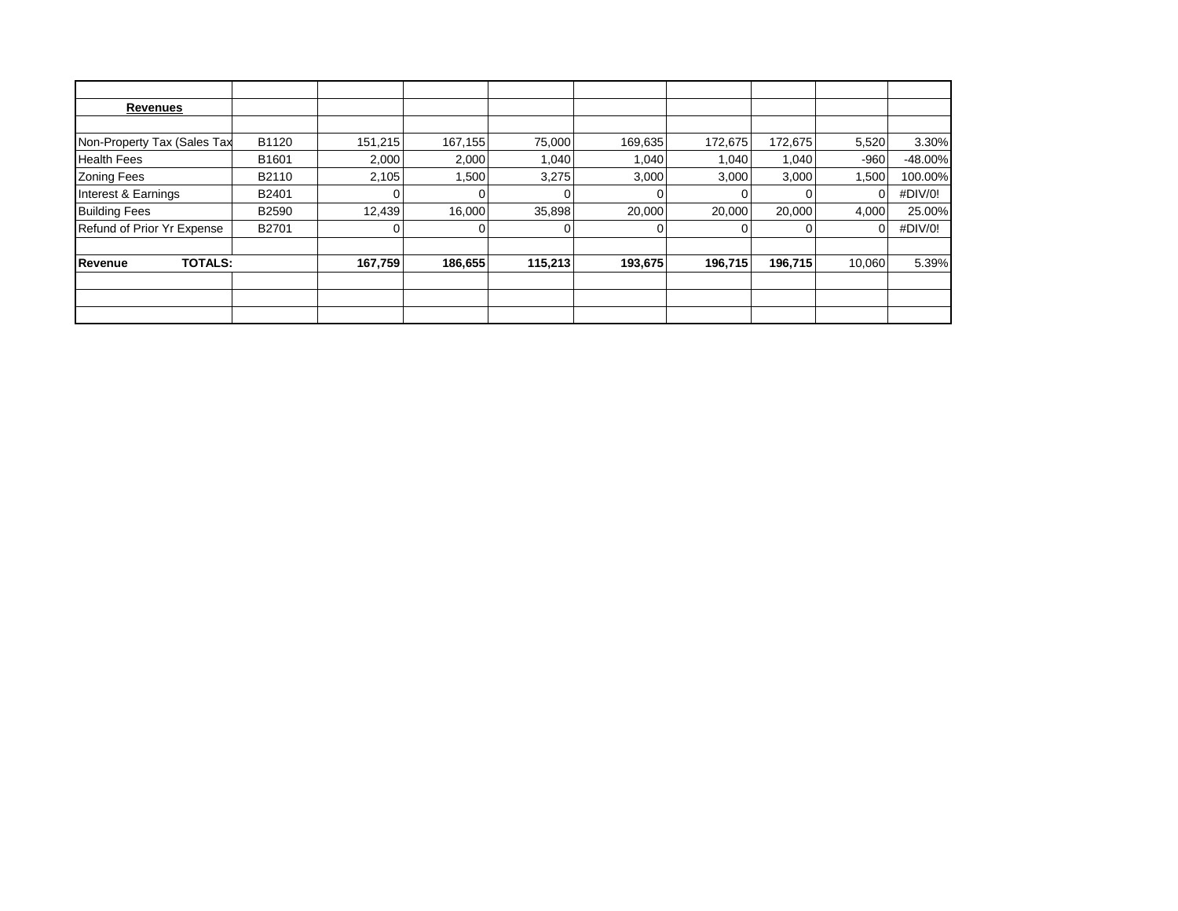| | | | | | | | | | |
|---|---|---|---|---|---|---|---|---|---|
| **Revenues** | | | | | | | | | |
| | | | | | | | | | |
| Non-Property Tax (Sales Tax | B1120 | 151,215 | 167,155 | 75,000 | 169,635 | 172,675 | 172,675 | 5,520 | 3.30% |
| Health Fees | B1601 | 2,000 | 2,000 | 1,040 | 1,040 | 1,040 | 1,040 | -960 | -48.00% |
| Zoning Fees | B2110 | 2,105 | 1,500 | 3,275 | 3,000 | 3,000 | 3,000 | 1,500 | 100.00% |
| Interest & Earnings | B2401 | 0 | 0 | 0 | 0 | 0 | 0 | 0 | #DIV/0! |
| Building Fees | B2590 | 12,439 | 16,000 | 35,898 | 20,000 | 20,000 | 20,000 | 4,000 | 25.00% |
| Refund of Prior Yr Expense | B2701 | 0 | 0 | 0 | 0 | 0 | 0 | 0 | #DIV/0! |
| | | | | | | | | | |
| **Revenue TOTALS:** | | **167,759** | **186,655** | **115,213** | **193,675** | **196,715** | **196,715** | 10,060 | 5.39% |
| | | | | | | | | | |
| | | | | | | | | | |
| | | | | | | | | | |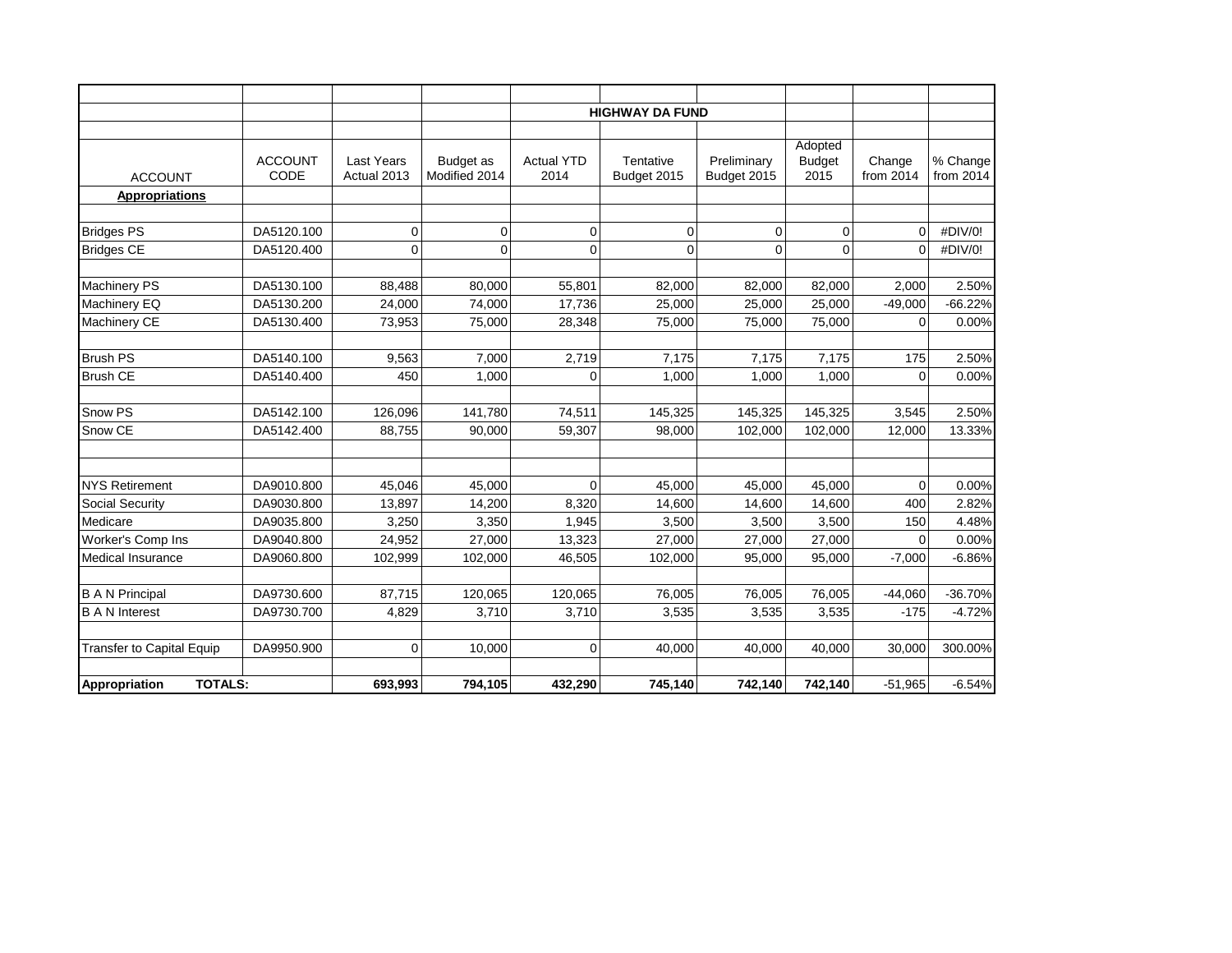| | | | | | **HIGHWAY DA FUND** | | | | |
|---|---|---|---|---|---|---|---|---|---|
| ACCOUNT | ACCOUNT CODE | Last Years Actual 2013 | Budget as Modified 2014 | Actual YTD 2014 | Tentative Budget 2015 | Preliminary Budget 2015 | Adopted Budget 2015 | Change from 2014 | % Change from 2014 |
| **Appropriations** | | | | | | | | | |
| Bridges PS | DA5120.100 | 0 | 0 | 0 | 0 | 0 | 0 | 0 | #DIV/0! |
| Bridges CE | DA5120.400 | 0 | 0 | 0 | 0 | 0 | 0 | 0 | #DIV/0! |
| Machinery PS | DA5130.100 | 88,488 | 80,000 | 55,801 | 82,000 | 82,000 | 82,000 | 2,000 | 2.50% |
| Machinery EQ | DA5130.200 | 24,000 | 74,000 | 17,736 | 25,000 | 25,000 | 25,000 | -49,000 | -66.22% |
| Machinery CE | DA5130.400 | 73,953 | 75,000 | 28,348 | 75,000 | 75,000 | 75,000 | 0 | 0.00% |
| Brush PS | DA5140.100 | 9,563 | 7,000 | 2,719 | 7,175 | 7,175 | 7,175 | 175 | 2.50% |
| Brush CE | DA5140.400 | 450 | 1,000 | 0 | 1,000 | 1,000 | 1,000 | 0 | 0.00% |
| Snow PS | DA5142.100 | 126,096 | 141,780 | 74,511 | 145,325 | 145,325 | 145,325 | 3,545 | 2.50% |
| Snow CE | DA5142.400 | 88,755 | 90,000 | 59,307 | 98,000 | 102,000 | 102,000 | 12,000 | 13.33% |
| NYS Retirement | DA9010.800 | 45,046 | 45,000 | 0 | 45,000 | 45,000 | 45,000 | 0 | 0.00% |
| Social Security | DA9030.800 | 13,897 | 14,200 | 8,320 | 14,600 | 14,600 | 14,600 | 400 | 2.82% |
| Medicare | DA9035.800 | 3,250 | 3,350 | 1,945 | 3,500 | 3,500 | 3,500 | 150 | 4.48% |
| Worker's Comp Ins | DA9040.800 | 24,952 | 27,000 | 13,323 | 27,000 | 27,000 | 27,000 | 0 | 0.00% |
| Medical Insurance | DA9060.800 | 102,999 | 102,000 | 46,505 | 102,000 | 95,000 | 95,000 | -7,000 | -6.86% |
| B A N Principal | DA9730.600 | 87,715 | 120,065 | 120,065 | 76,005 | 76,005 | 76,005 | -44,060 | -36.70% |
| B A N Interest | DA9730.700 | 4,829 | 3,710 | 3,710 | 3,535 | 3,535 | 3,535 | -175 | -4.72% |
| Transfer to Capital Equip | DA9950.900 | 0 | 10,000 | 0 | 40,000 | 40,000 | 40,000 | 30,000 | 300.00% |
| **Appropriation TOTALS:** | | **693,993** | **794,105** | **432,290** | **745,140** | **742,140** | **742,140** | -51,965 | -6.54% |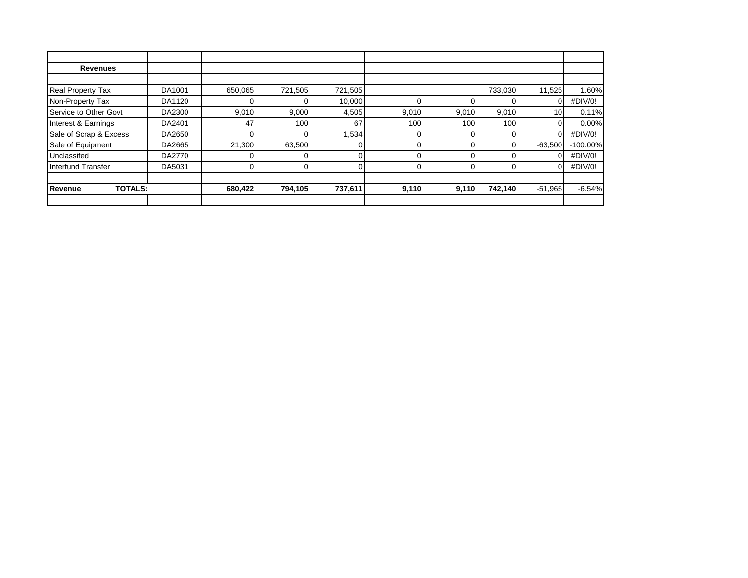| | | | | | | | | | |
|---|---|---|---|---|---|---|---|---|---|
| **Revenues** | | | | | | | | | |
| | | | | | | | | | |
| Real Property Tax | DA1001 | 650,065 | 721,505 | 721,505 | | | 733,030 | 11,525 | 1.60% |
| Non-Property Tax | DA1120 | 0 | 0 | 10,000 | 0 | 0 | 0 | 0 | #DIV/0! |
| Service to Other Govt | DA2300 | 9,010 | 9,000 | 4,505 | 9,010 | 9,010 | 9,010 | 10 | 0.11% |
| Interest & Earnings | DA2401 | 47 | 100 | 67 | 100 | 100 | 100 | 0 | 0.00% |
| Sale of Scrap & Excess | DA2650 | 0 | 0 | 1,534 | 0 | 0 | 0 | 0 | #DIV/0! |
| Sale of Equipment | DA2665 | 21,300 | 63,500 | 0 | 0 | 0 | 0 | -63,500 | -100.00% |
| Unclassifed | DA2770 | 0 | 0 | 0 | 0 | 0 | 0 | 0 | #DIV/0! |
| Interfund Transfer | DA5031 | 0 | 0 | 0 | 0 | 0 | 0 | 0 | #DIV/0! |
| | | | | | | | | | |
| **Revenue TOTALS:** | | **680,422** | **794,105** | **737,611** | **9,110** | **9,110** | **742,140** | -51,965 | -6.54% |
| | | | | | | | | | |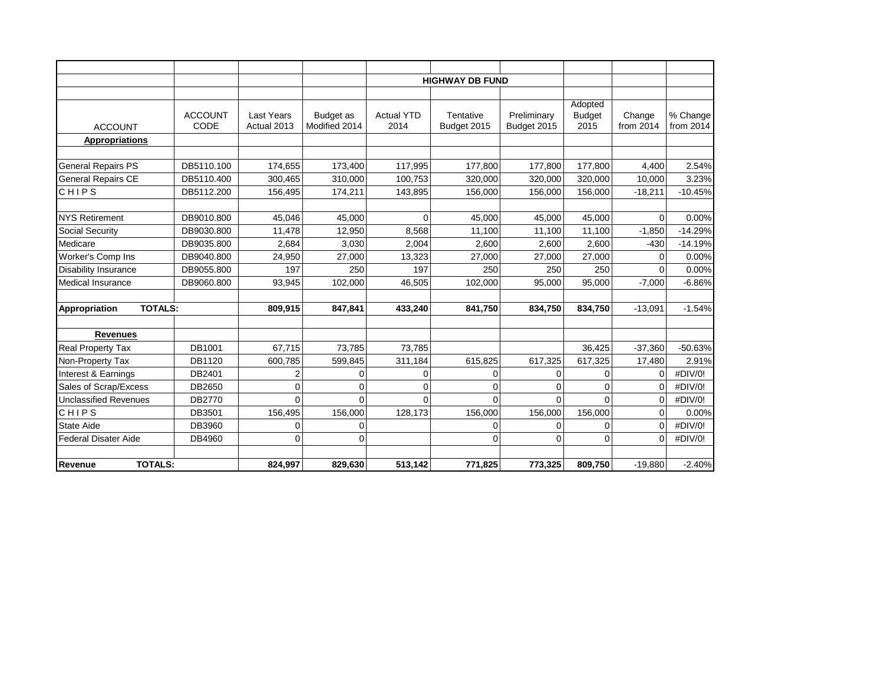| | | | | | HIGHWAY DB FUND | | | | |
|---|---|---|---|---|---|---|---|---|---|
| ACCOUNT | ACCOUNT CODE | Last Years Actual 2013 | Budget as Modified 2014 | Actual YTD 2014 | Tentative Budget 2015 | Preliminary Budget 2015 | Adopted Budget 2015 | Change from 2014 | % Change from 2014 |
| **Appropriations** | | | | | | | | | |
| General Repairs PS | DB5110.100 | 174,655 | 173,400 | 117,995 | 177,800 | 177,800 | 177,800 | 4,400 | 2.54% |
| General Repairs CE | DB5110.400 | 300,465 | 310,000 | 100,753 | 320,000 | 320,000 | 320,000 | 10,000 | 3.23% |
| C H I P S | DB5112.200 | 156,495 | 174,211 | 143,895 | 156,000 | 156,000 | 156,000 | -18,211 | -10.45% |
| | | | | | | | | | |
| NYS Retirement | DB9010.800 | 45,046 | 45,000 | 0 | 45,000 | 45,000 | 45,000 | 0 | 0.00% |
| Social Security | DB9030.800 | 11,478 | 12,950 | 8,568 | 11,100 | 11,100 | 11,100 | -1,850 | -14.29% |
| Medicare | DB9035.800 | 2,684 | 3,030 | 2,004 | 2,600 | 2,600 | 2,600 | -430 | -14.19% |
| Worker's Comp Ins | DB9040.800 | 24,950 | 27,000 | 13,323 | 27,000 | 27,000 | 27,000 | 0 | 0.00% |
| Disability Insurance | DB9055.800 | 197 | 250 | 197 | 250 | 250 | 250 | 0 | 0.00% |
| Medical Insurance | DB9060.800 | 93,945 | 102,000 | 46,505 | 102,000 | 95,000 | 95,000 | -7,000 | -6.86% |
| | | | | | | | | | |
| **Appropriation TOTALS:** | | **809,915** | **847,841** | **433,240** | **841,750** | **834,750** | **834,750** | -13,091 | -1.54% |
| | | | | | | | | | |
| **Revenues** | | | | | | | | | |
| Real Property Tax | DB1001 | 67,715 | 73,785 | 73,785 | | | 36,425 | -37,360 | -50.63% |
| Non-Property Tax | DB1120 | 600,785 | 599,845 | 311,184 | 615,825 | 617,325 | 617,325 | 17,480 | 2.91% |
| Interest & Earnings | DB2401 | 2 | 0 | 0 | 0 | 0 | 0 | 0 | #DIV/0! |
| Sales of Scrap/Excess | DB2650 | 0 | 0 | 0 | 0 | 0 | 0 | 0 | #DIV/0! |
| Unclassified Revenues | DB2770 | 0 | 0 | 0 | 0 | 0 | 0 | 0 | #DIV/0! |
| C H I P S | DB3501 | 156,495 | 156,000 | 128,173 | 156,000 | 156,000 | 156,000 | 0 | 0.00% |
| State Aide | DB3960 | 0 | 0 | | 0 | 0 | 0 | 0 | #DIV/0! |
| Federal Disater Aide | DB4960 | 0 | 0 | | 0 | 0 | 0 | 0 | #DIV/0! |
| | | | | | | | | | |
| **Revenue TOTALS:** | | **824,997** | **829,630** | **513,142** | **771,825** | **773,325** | **809,750** | -19,880 | -2.40% |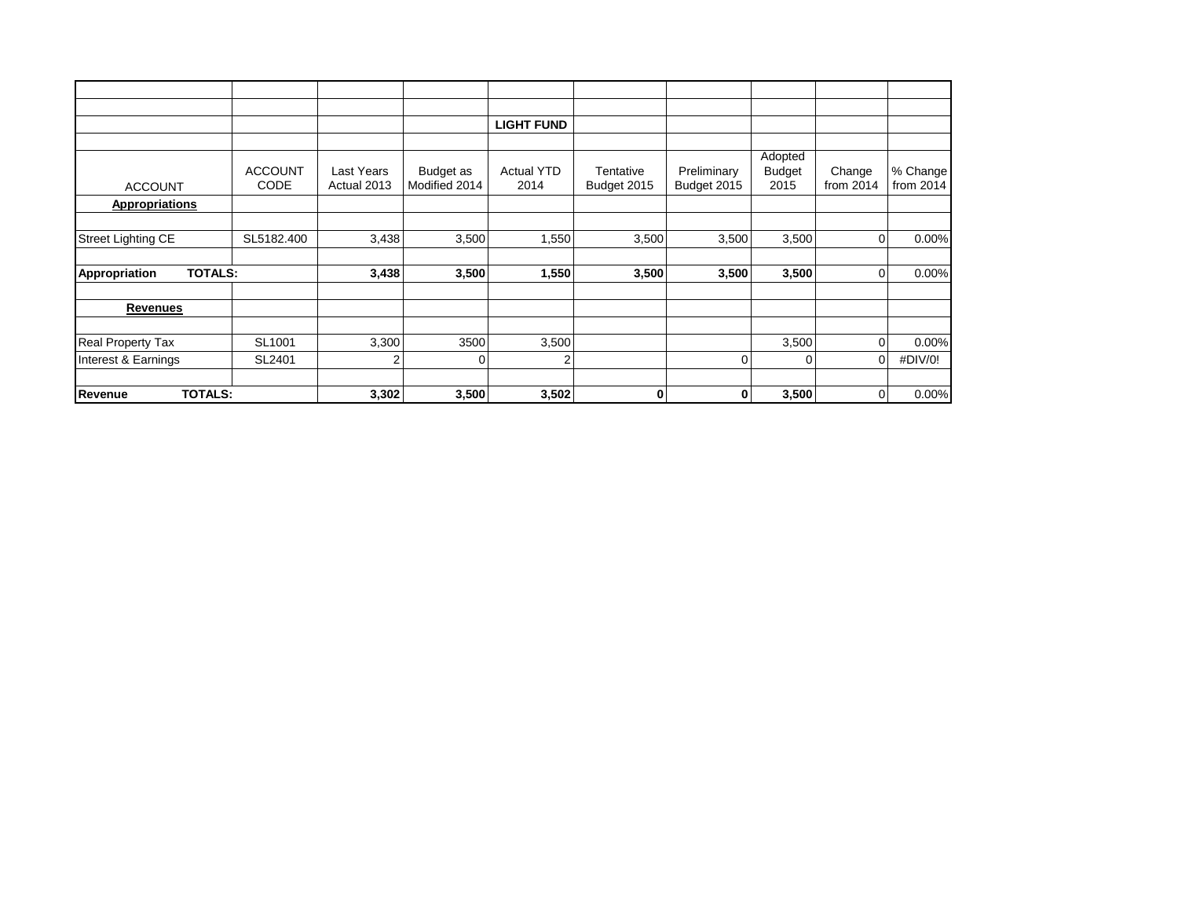| | | | | LIGHT FUND | | | | | |
|---|---|---|---|---|---|---|---|---|---|
| ACCOUNT | ACCOUNT CODE | Last Years Actual 2013 | Budget as Modified 2014 | Actual YTD 2014 | Tentative Budget 2015 | Preliminary Budget 2015 | Adopted Budget 2015 | Change from 2014 | % Change from 2014 |
| **Appropriations** | | | | | | | | | |
| | | | | | | | | | |
| Street Lighting CE | SL5182.400 | 3,438 | 3,500 | 1,550 | 3,500 | 3,500 | 3,500 | 0 | 0.00% |
| | | | | | | | | | |
| **Appropriation TOTALS:** | | **3,438** | **3,500** | **1,550** | **3,500** | **3,500** | **3,500** | 0 | 0.00% |
| | | | | | | | | | |
| **Revenues** | | | | | | | | | |
| | | | | | | | | | |
| Real Property Tax | SL1001 | 3,300 | 3500 | 3,500 | | | 3,500 | 0 | 0.00% |
| Interest & Earnings | SL2401 | 2 | 0 | 2 | | 0 | 0 | 0 | #DIV/0! |
| | | | | | | | | | |
| **Revenue TOTALS:** | | **3,302** | **3,500** | **3,502** | **0** | **0** | **3,500** | 0 | 0.00% |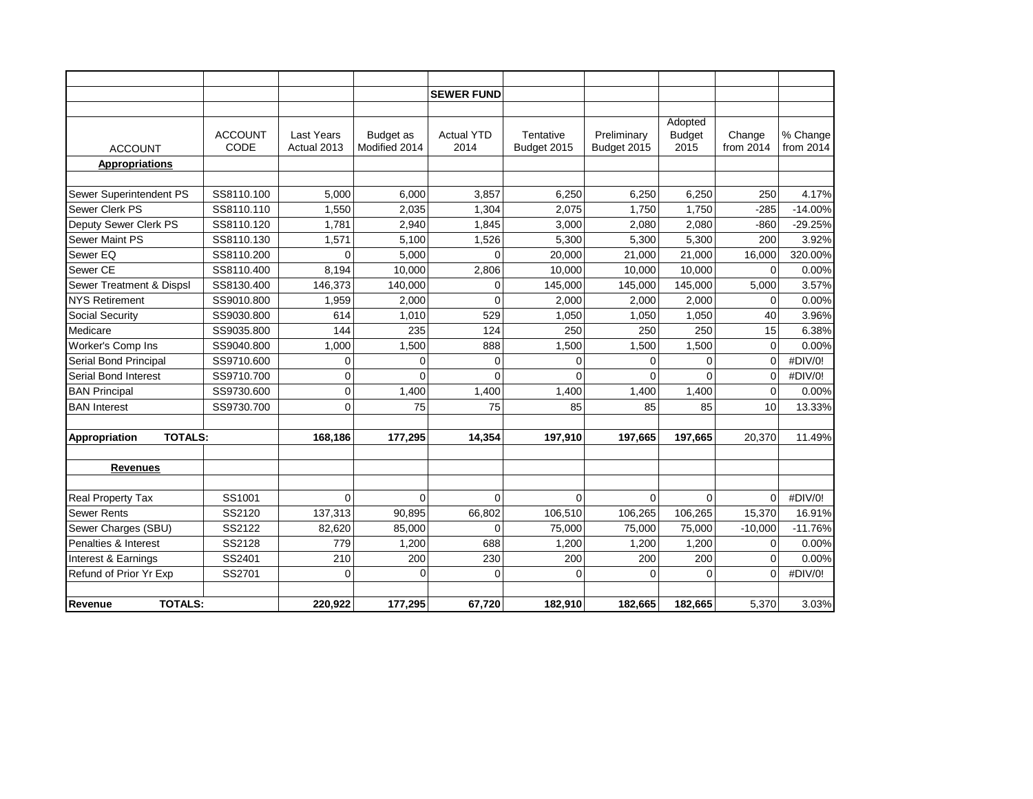| | | | | SEWER FUND | | | | | |
|---|---|---|---|---|---|---|---|---|---|
| ACCOUNT | ACCOUNT CODE | Last Years Actual 2013 | Budget as Modified 2014 | Actual YTD 2014 | Tentative Budget 2015 | Preliminary Budget 2015 | Adopted Budget 2015 | Change from 2014 | % Change from 2014 |
| **Appropriations** | | | | | | | | | |
| Sewer Superintendent PS | SS8110.100 | 5,000 | 6,000 | 3,857 | 6,250 | 6,250 | 6,250 | 250 | 4.17% |
| Sewer Clerk PS | SS8110.110 | 1,550 | 2,035 | 1,304 | 2,075 | 1,750 | 1,750 | -285 | -14.00% |
| Deputy Sewer Clerk PS | SS8110.120 | 1,781 | 2,940 | 1,845 | 3,000 | 2,080 | 2,080 | -860 | -29.25% |
| Sewer Maint PS | SS8110.130 | 1,571 | 5,100 | 1,526 | 5,300 | 5,300 | 5,300 | 200 | 3.92% |
| Sewer EQ | SS8110.200 | 0 | 5,000 | 0 | 20,000 | 21,000 | 21,000 | 16,000 | 320.00% |
| Sewer CE | SS8110.400 | 8,194 | 10,000 | 2,806 | 10,000 | 10,000 | 10,000 | 0 | 0.00% |
| Sewer Treatment & Dispsl | SS8130.400 | 146,373 | 140,000 | 0 | 145,000 | 145,000 | 145,000 | 5,000 | 3.57% |
| NYS Retirement | SS9010.800 | 1,959 | 2,000 | 0 | 2,000 | 2,000 | 2,000 | 0 | 0.00% |
| Social Security | SS9030.800 | 614 | 1,010 | 529 | 1,050 | 1,050 | 1,050 | 40 | 3.96% |
| Medicare | SS9035.800 | 144 | 235 | 124 | 250 | 250 | 250 | 15 | 6.38% |
| Worker's Comp Ins | SS9040.800 | 1,000 | 1,500 | 888 | 1,500 | 1,500 | 1,500 | 0 | 0.00% |
| Serial Bond Principal | SS9710.600 | 0 | 0 | 0 | 0 | 0 | 0 | 0 | #DIV/0! |
| Serial Bond Interest | SS9710.700 | 0 | 0 | 0 | 0 | 0 | 0 | 0 | #DIV/0! |
| BAN Principal | SS9730.600 | 0 | 1,400 | 1,400 | 1,400 | 1,400 | 1,400 | 0 | 0.00% |
| BAN Interest | SS9730.700 | 0 | 75 | 75 | 85 | 85 | 85 | 10 | 13.33% |
| **Appropriation TOTALS:** | | **168,186** | **177,295** | **14,354** | **197,910** | **197,665** | **197,665** | 20,370 | 11.49% |
| **Revenues** | | | | | | | | | |
| Real Property Tax | SS1001 | 0 | 0 | 0 | 0 | 0 | 0 | 0 | #DIV/0! |
| Sewer Rents | SS2120 | 137,313 | 90,895 | 66,802 | 106,510 | 106,265 | 106,265 | 15,370 | 16.91% |
| Sewer Charges (SBU) | SS2122 | 82,620 | 85,000 | 0 | 75,000 | 75,000 | 75,000 | -10,000 | -11.76% |
| Penalties & Interest | SS2128 | 779 | 1,200 | 688 | 1,200 | 1,200 | 1,200 | 0 | 0.00% |
| Interest & Earnings | SS2401 | 210 | 200 | 230 | 200 | 200 | 200 | 0 | 0.00% |
| Refund of Prior Yr Exp | SS2701 | 0 | 0 | 0 | 0 | 0 | 0 | 0 | #DIV/0! |
| **Revenue TOTALS:** | | **220,922** | **177,295** | **67,720** | **182,910** | **182,665** | **182,665** | 5,370 | 3.03% |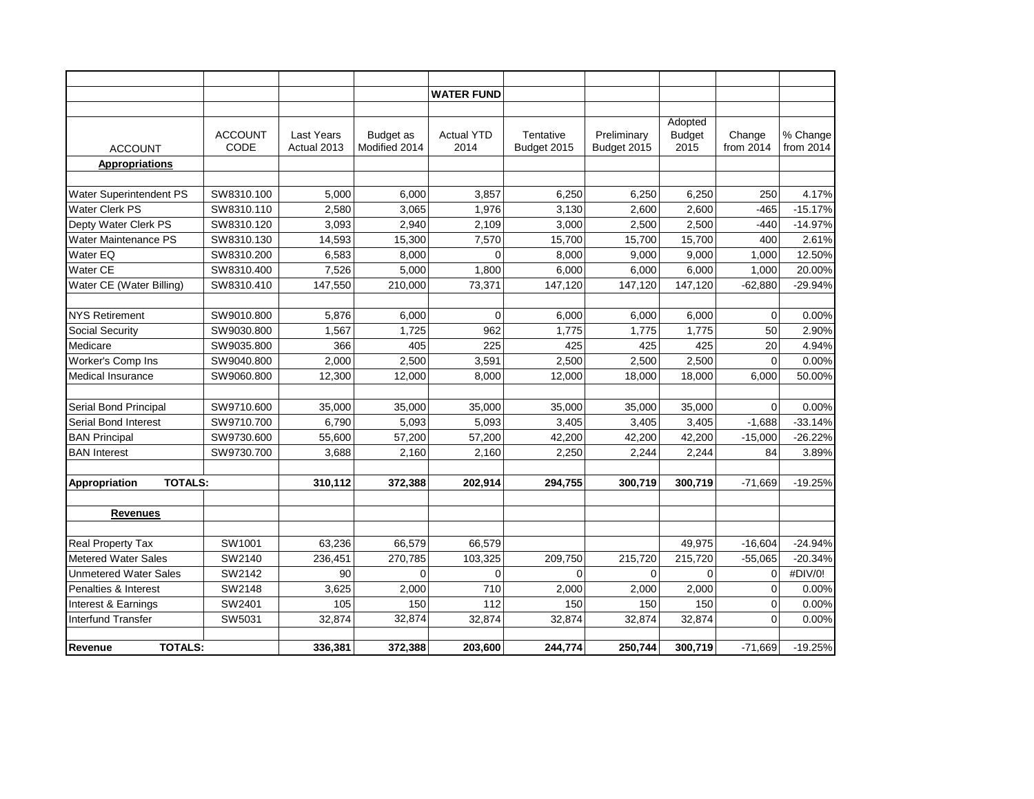## WATER FUND

| ACCOUNT | ACCOUNT CODE | Last Years Actual 2013 | Budget as Modified 2014 | Actual YTD 2014 | Tentative Budget 2015 | Preliminary Budget 2015 | Adopted Budget 2015 | Change from 2014 | % Change from 2014 |
|---|---|---|---|---|---|---|---|---|---|
| **Appropriations** | | | | | | | | | |
| Water Superintendent PS | SW8310.100 | 5,000 | 6,000 | 3,857 | 6,250 | 6,250 | 6,250 | 250 | 4.17% |
| Water Clerk PS | SW8310.110 | 2,580 | 3,065 | 1,976 | 3,130 | 2,600 | 2,600 | -465 | -15.17% |
| Depty Water Clerk PS | SW8310.120 | 3,093 | 2,940 | 2,109 | 3,000 | 2,500 | 2,500 | -440 | -14.97% |
| Water Maintenance PS | SW8310.130 | 14,593 | 15,300 | 7,570 | 15,700 | 15,700 | 15,700 | 400 | 2.61% |
| Water EQ | SW8310.200 | 6,583 | 8,000 | 0 | 8,000 | 9,000 | 9,000 | 1,000 | 12.50% |
| Water CE | SW8310.400 | 7,526 | 5,000 | 1,800 | 6,000 | 6,000 | 6,000 | 1,000 | 20.00% |
| Water CE (Water Billing) | SW8310.410 | 147,550 | 210,000 | 73,371 | 147,120 | 147,120 | 147,120 | -62,880 | -29.94% |
| | | | | | | | | | |
| NYS Retirement | SW9010.800 | 5,876 | 6,000 | 0 | 6,000 | 6,000 | 6,000 | 0 | 0.00% |
| Social Security | SW9030.800 | 1,567 | 1,725 | 962 | 1,775 | 1,775 | 1,775 | 50 | 2.90% |
| Medicare | SW9035.800 | 366 | 405 | 225 | 425 | 425 | 425 | 20 | 4.94% |
| Worker's Comp Ins | SW9040.800 | 2,000 | 2,500 | 3,591 | 2,500 | 2,500 | 2,500 | 0 | 0.00% |
| Medical Insurance | SW9060.800 | 12,300 | 12,000 | 8,000 | 12,000 | 18,000 | 18,000 | 6,000 | 50.00% |
| | | | | | | | | | |
| Serial Bond Principal | SW9710.600 | 35,000 | 35,000 | 35,000 | 35,000 | 35,000 | 35,000 | 0 | 0.00% |
| Serial Bond Interest | SW9710.700 | 6,790 | 5,093 | 5,093 | 3,405 | 3,405 | 3,405 | -1,688 | -33.14% |
| BAN Principal | SW9730.600 | 55,600 | 57,200 | 57,200 | 42,200 | 42,200 | 42,200 | -15,000 | -26.22% |
| BAN Interest | SW9730.700 | 3,688 | 2,160 | 2,160 | 2,250 | 2,244 | 2,244 | 84 | 3.89% |
| | | | | | | | | | |
| **Appropriation TOTALS:** | | **310,112** | **372,388** | **202,914** | **294,755** | **300,719** | **300,719** | -71,669 | -19.25% |
| | | | | | | | | | |
| **Revenues** | | | | | | | | | |
| | | | | | | | | | |
| Real Property Tax | SW1001 | 63,236 | 66,579 | 66,579 | | | 49,975 | -16,604 | -24.94% |
| Metered Water Sales | SW2140 | 236,451 | 270,785 | 103,325 | 209,750 | 215,720 | 215,720 | -55,065 | -20.34% |
| Unmetered Water Sales | SW2142 | 90 | 0 | 0 | 0 | 0 | 0 | 0 | #DIV/0! |
| Penalties & Interest | SW2148 | 3,625 | 2,000 | 710 | 2,000 | 2,000 | 2,000 | 0 | 0.00% |
| Interest & Earnings | SW2401 | 105 | 150 | 112 | 150 | 150 | 150 | 0 | 0.00% |
| Interfund Transfer | SW5031 | 32,874 | 32,874 | 32,874 | 32,874 | 32,874 | 32,874 | 0 | 0.00% |
| | | | | | | | | | |
| **Revenue TOTALS:** | | **336,381** | **372,388** | **203,600** | **244,774** | **250,744** | **300,719** | -71,669 | -19.25% |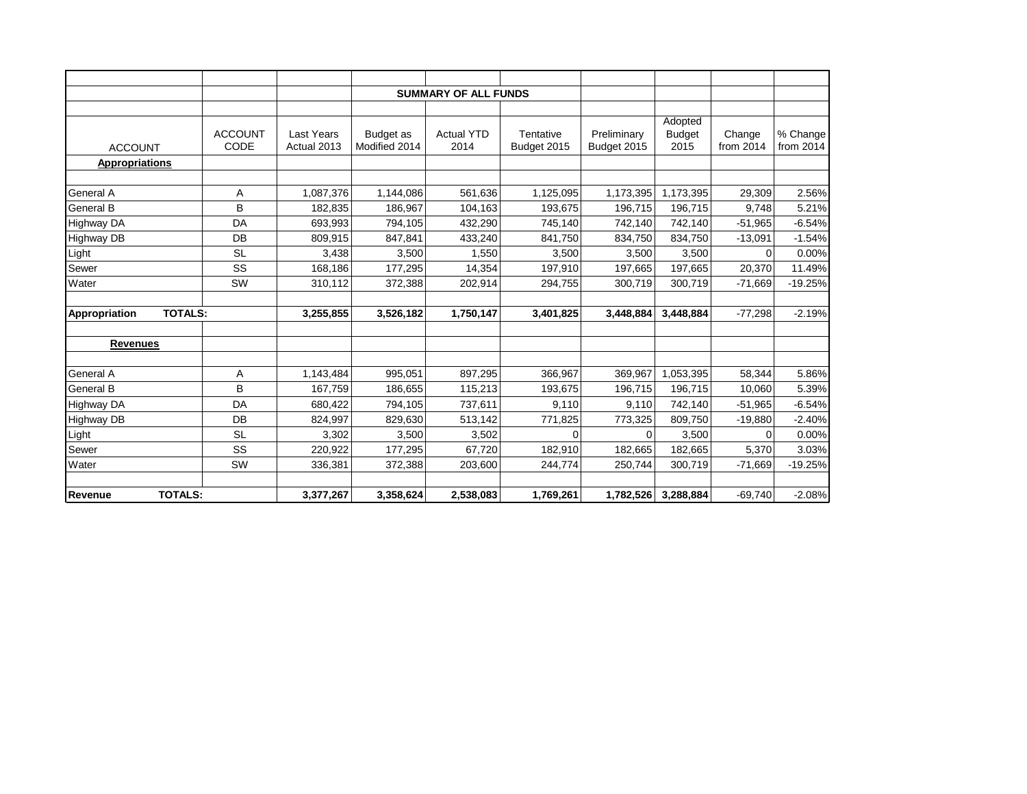## SUMMARY OF ALL FUNDS

| ACCOUNT | ACCOUNT CODE | Last Years Actual 2013 | Budget as Modified 2014 | Actual YTD 2014 | Tentative Budget 2015 | Preliminary Budget 2015 | Adopted Budget 2015 | Change from 2014 | % Change from 2014 |
|---|---|---|---|---|---|---|---|---|---|
| **Appropriations** | | | | | | | | | |
| General A | A | 1,087,376 | 1,144,086 | 561,636 | 1,125,095 | 1,173,395 | 1,173,395 | 29,309 | 2.56% |
| General B | B | 182,835 | 186,967 | 104,163 | 193,675 | 196,715 | 196,715 | 9,748 | 5.21% |
| Highway DA | DA | 693,993 | 794,105 | 432,290 | 745,140 | 742,140 | 742,140 | -51,965 | -6.54% |
| Highway DB | DB | 809,915 | 847,841 | 433,240 | 841,750 | 834,750 | 834,750 | -13,091 | -1.54% |
| Light | SL | 3,438 | 3,500 | 1,550 | 3,500 | 3,500 | 3,500 | 0 | 0.00% |
| Sewer | SS | 168,186 | 177,295 | 14,354 | 197,910 | 197,665 | 197,665 | 20,370 | 11.49% |
| Water | SW | 310,112 | 372,388 | 202,914 | 294,755 | 300,719 | 300,719 | -71,669 | -19.25% |
| **Appropriation TOTALS:** | | **3,255,855** | **3,526,182** | **1,750,147** | **3,401,825** | **3,448,884** | **3,448,884** | -77,298 | -2.19% |
| **Revenues** | | | | | | | | | |
| General A | A | 1,143,484 | 995,051 | 897,295 | 366,967 | 369,967 | 1,053,395 | 58,344 | 5.86% |
| General B | B | 167,759 | 186,655 | 115,213 | 193,675 | 196,715 | 196,715 | 10,060 | 5.39% |
| Highway DA | DA | 680,422 | 794,105 | 737,611 | 9,110 | 9,110 | 742,140 | -51,965 | -6.54% |
| Highway DB | DB | 824,997 | 829,630 | 513,142 | 771,825 | 773,325 | 809,750 | -19,880 | -2.40% |
| Light | SL | 3,302 | 3,500 | 3,502 | 0 | 0 | 3,500 | 0 | 0.00% |
| Sewer | SS | 220,922 | 177,295 | 67,720 | 182,910 | 182,665 | 182,665 | 5,370 | 3.03% |
| Water | SW | 336,381 | 372,388 | 203,600 | 244,774 | 250,744 | 300,719 | -71,669 | -19.25% |
| **Revenue TOTALS:** | | **3,377,267** | **3,358,624** | **2,538,083** | **1,769,261** | **1,782,526** | **3,288,884** | -69,740 | -2.08% |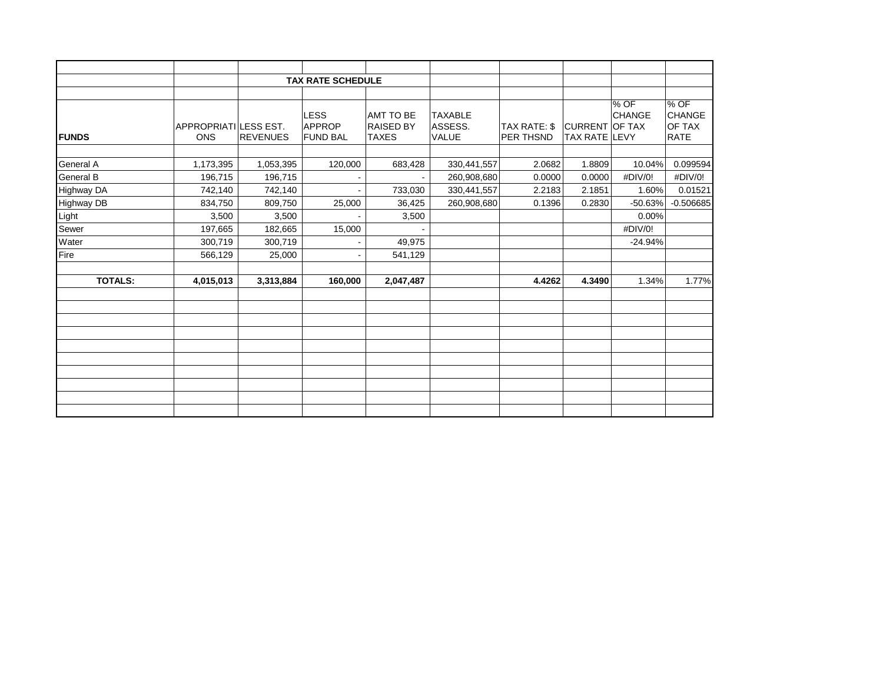## TAX RATE SCHEDULE

| FUNDS | APPROPRIATIONS | LESS EST. REVENUES | LESS APPROP FUND BAL | AMT TO BE RAISED BY TAXES | TAXABLE ASSESS. VALUE | TAX RATE: $ PER THSND | CURRENT TAX RATE | % OF CHANGE OF TAX LEVY | % OF CHANGE OF TAX RATE |
|---|---|---|---|---|---|---|---|---|---|
| General A | 1,173,395 | 1,053,395 | 120,000 | 683,428 | 330,441,557 | 2.0682 | 1.8809 | 10.04% | 0.099594 |
| General B | 196,715 | 196,715 | - | - | 260,908,680 | 0.0000 | 0.0000 | #DIV/0! | #DIV/0! |
| Highway DA | 742,140 | 742,140 | - | 733,030 | 330,441,557 | 2.2183 | 2.1851 | 1.60% | 0.01521 |
| Highway DB | 834,750 | 809,750 | 25,000 | 36,425 | 260,908,680 | 0.1396 | 0.2830 | -50.63% | -0.506685 |
| Light | 3,500 | 3,500 | - | 3,500 | | | | 0.00% | |
| Sewer | 197,665 | 182,665 | 15,000 | - | | | | #DIV/0! | |
| Water | 300,719 | 300,719 | - | 49,975 | | | | -24.94% | |
| Fire | 566,129 | 25,000 | - | 541,129 | | | | | |
| **TOTALS:** | **4,015,013** | **3,313,884** | **160,000** | **2,047,487** | | **4.4262** | **4.3490** | 1.34% | 1.77% |